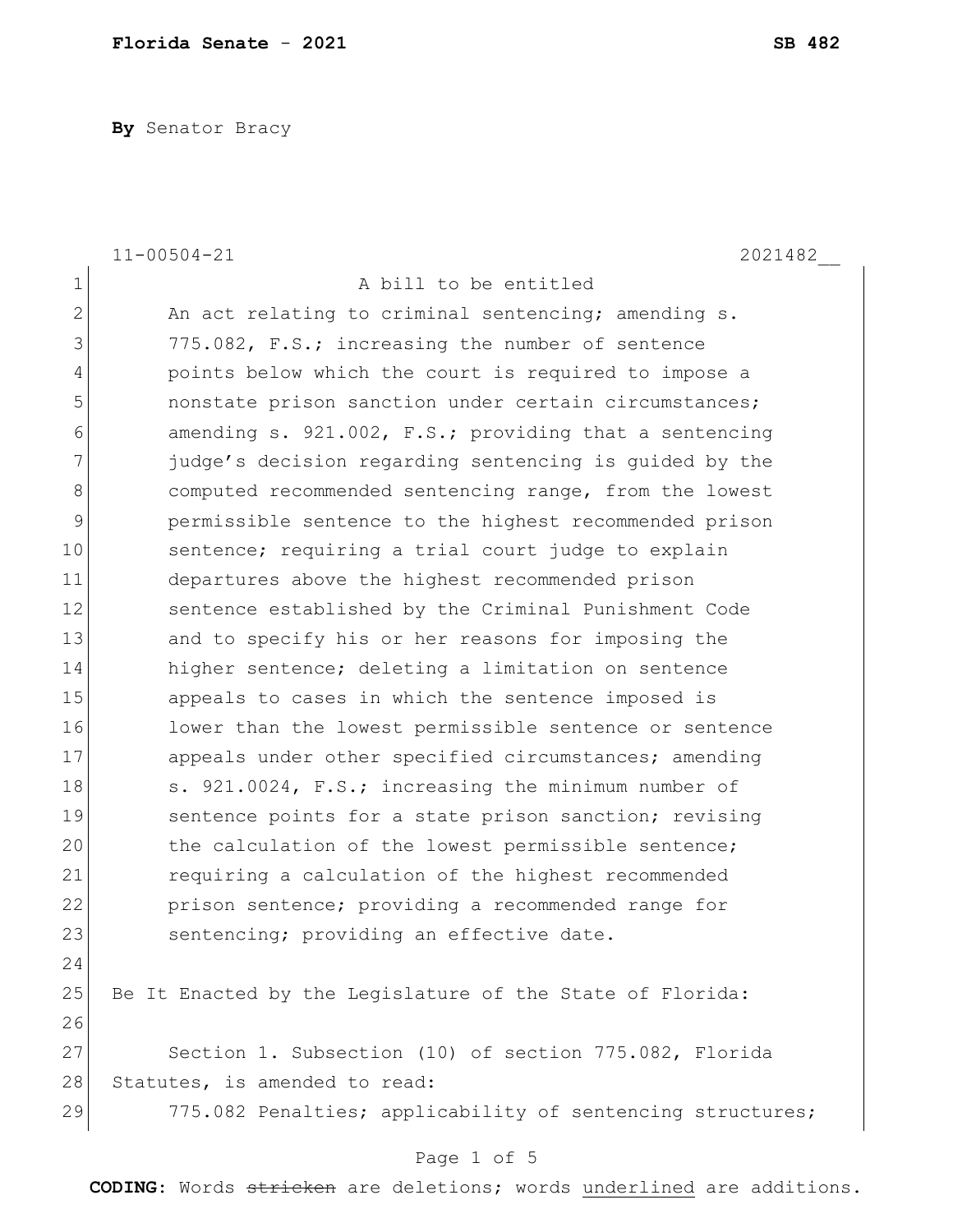**By** Senator Bracy

11-00504-21 2021482__

A bill to be entitled

An act relating to criminal sentencing; amending s. 775.082, F.S.; increasing the number of sentence points below which the court is required to impose a nonstate prison sanction under certain circumstances; amending s. 921.002, F.S.; providing that a sentencing judge's decision regarding sentencing is guided by the computed recommended sentencing range, from the lowest permissible sentence to the highest recommended prison sentence; requiring a trial court judge to explain departures above the highest recommended prison sentence established by the Criminal Punishment Code and to specify his or her reasons for imposing the higher sentence; deleting a limitation on sentence appeals to cases in which the sentence imposed is lower than the lowest permissible sentence or sentence appeals under other specified circumstances; amending s. 921.0024, F.S.; increasing the minimum number of sentence points for a state prison sanction; revising the calculation of the lowest permissible sentence; requiring a calculation of the highest recommended prison sentence; providing a recommended range for sentencing; providing an effective date.

Be It Enacted by the Legislature of the State of Florida:

Section 1. Subsection (10) of section 775.082, Florida Statutes, is amended to read:

775.082 Penalties; applicability of sentencing structures;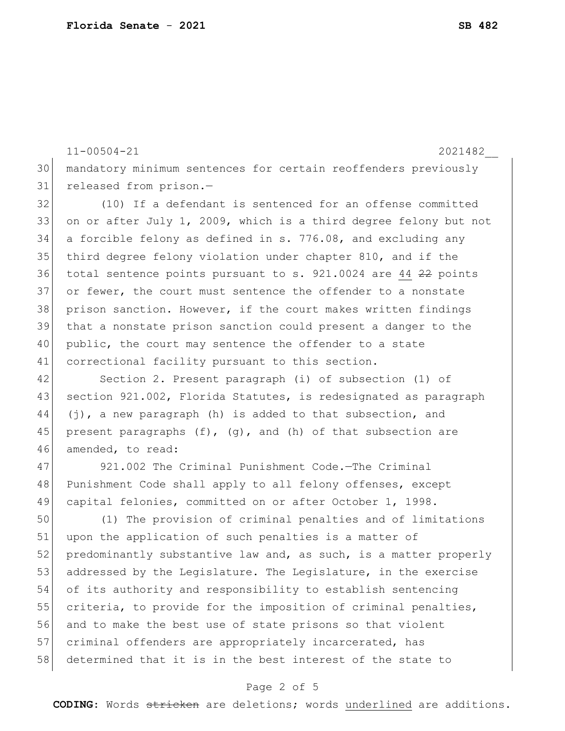mandatory minimum sentences for certain reoffenders previously released from prison.—

(10) If a defendant is sentenced for an offense committed on or after July 1, 2009, which is a third degree felony but not a forcible felony as defined in s. 776.08, and excluding any third degree felony violation under chapter 810, and if the total sentence points pursuant to s. 921.0024 are <u>44</u> ~~22~~ points or fewer, the court must sentence the offender to a nonstate prison sanction. However, if the court makes written findings that a nonstate prison sanction could present a danger to the public, the court may sentence the offender to a state correctional facility pursuant to this section.

Section 2. Present paragraph (i) of subsection (1) of section 921.002, Florida Statutes, is redesignated as paragraph (j), a new paragraph (h) is added to that subsection, and present paragraphs (f), (g), and (h) of that subsection are amended, to read:

921.002 The Criminal Punishment Code.—The Criminal Punishment Code shall apply to all felony offenses, except capital felonies, committed on or after October 1, 1998.

(1) The provision of criminal penalties and of limitations upon the application of such penalties is a matter of predominantly substantive law and, as such, is a matter properly addressed by the Legislature. The Legislature, in the exercise of its authority and responsibility to establish sentencing criteria, to provide for the imposition of criminal penalties, and to make the best use of state prisons so that violent criminal offenders are appropriately incarcerated, has determined that it is in the best interest of the state to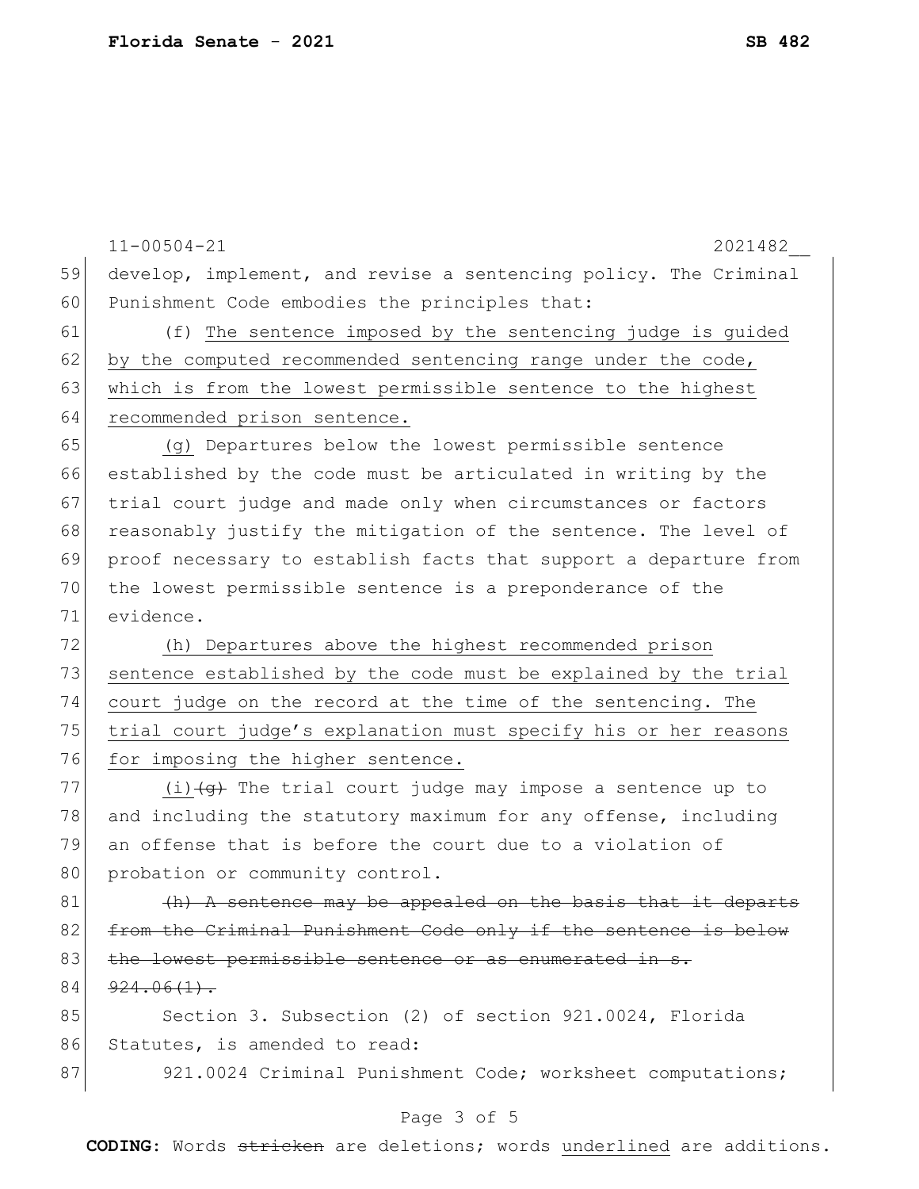develop, implement, and revise a sentencing policy. The Criminal Punishment Code embodies the principles that:

(f) <u>The sentence imposed by the sentencing judge is guided by the computed recommended sentencing range under the code, which is from the lowest permissible sentence to the highest recommended prison sentence.</u>

<u>(g)</u> Departures below the lowest permissible sentence established by the code must be articulated in writing by the trial court judge and made only when circumstances or factors reasonably justify the mitigation of the sentence. The level of proof necessary to establish facts that support a departure from the lowest permissible sentence is a preponderance of the evidence.

<u>(h) Departures above the highest recommended prison sentence established by the code must be explained by the trial court judge on the record at the time of the sentencing. The trial court judge's explanation must specify his or her reasons for imposing the higher sentence.</u>

<u>(i)</u>~~(g)~~ The trial court judge may impose a sentence up to and including the statutory maximum for any offense, including an offense that is before the court due to a violation of probation or community control.

~~(h) A sentence may be appealed on the basis that it departs from the Criminal Punishment Code only if the sentence is below the lowest permissible sentence or as enumerated in s. 924.06(1).~~

Section 3. Subsection (2) of section 921.0024, Florida Statutes, is amended to read:

921.0024 Criminal Punishment Code; worksheet computations;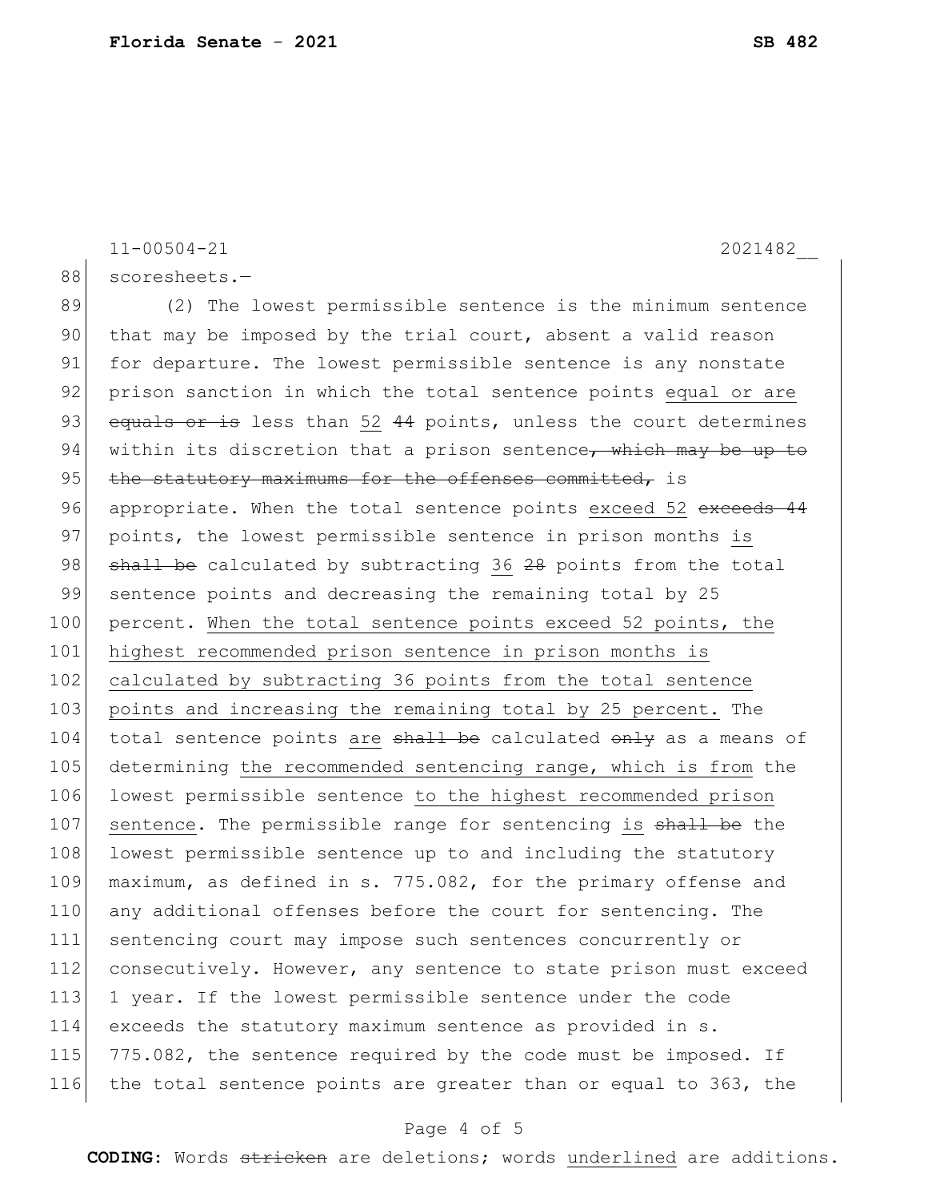88 scoresheets.—

89 (2) The lowest permissible sentence is the minimum sentence
90 that may be imposed by the trial court, absent a valid reason
91 for departure. The lowest permissible sentence is any nonstate
92 prison sanction in which the total sentence points <u>equal or are</u>
93 ~~equals or is~~ less than <u>52</u> ~~44~~ points, unless the court determines
94 within its discretion that a prison sentence~~, which may be up to~~
95 ~~the statutory maximums for the offenses committed,~~ is
96 appropriate. When the total sentence points <u>exceed 52</u> ~~exceeds 44~~
97 points, the lowest permissible sentence in prison months <u>is</u>
98 ~~shall be~~ calculated by subtracting <u>36</u> ~~28~~ points from the total
99 sentence points and decreasing the remaining total by 25
100 percent. <u>When the total sentence points exceed 52 points, the</u>
101 <u>highest recommended prison sentence in prison months is</u>
102 <u>calculated by subtracting 36 points from the total sentence</u>
103 <u>points and increasing the remaining total by 25 percent.</u> The
104 total sentence points <u>are</u> ~~shall be~~ calculated ~~only~~ as a means of
105 determining <u>the recommended sentencing range, which is from</u> the
106 lowest permissible sentence <u>to the highest recommended prison</u>
107 <u>sentence</u>. The permissible range for sentencing <u>is</u> ~~shall be~~ the
108 lowest permissible sentence up to and including the statutory
109 maximum, as defined in s. 775.082, for the primary offense and
110 any additional offenses before the court for sentencing. The
111 sentencing court may impose such sentences concurrently or
112 consecutively. However, any sentence to state prison must exceed
113 1 year. If the lowest permissible sentence under the code
114 exceeds the statutory maximum sentence as provided in s.
115 775.082, the sentence required by the code must be imposed. If
116 the total sentence points are greater than or equal to 363, the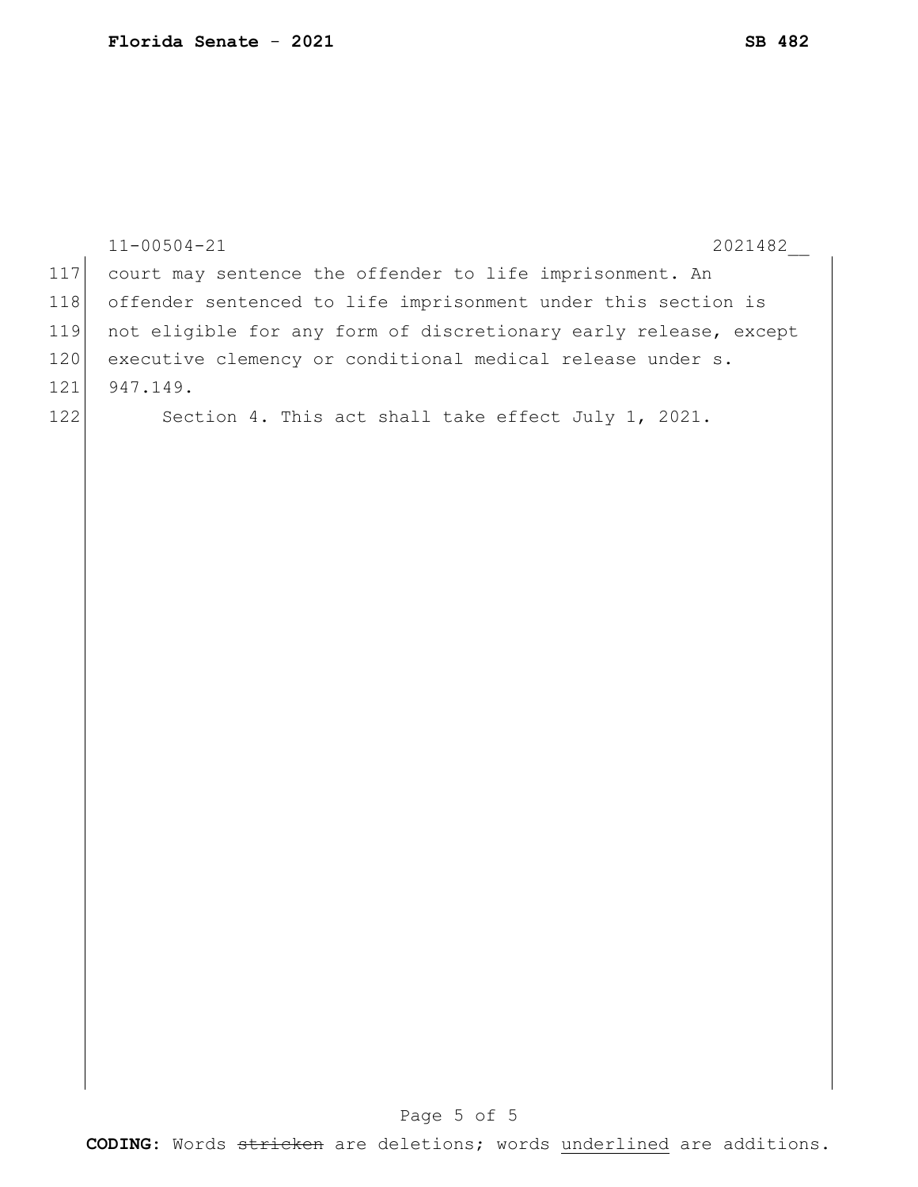court may sentence the offender to life imprisonment. An offender sentenced to life imprisonment under this section is not eligible for any form of discretionary early release, except executive clemency or conditional medical release under s. 947.149.

Section 4. This act shall take effect July 1, 2021.